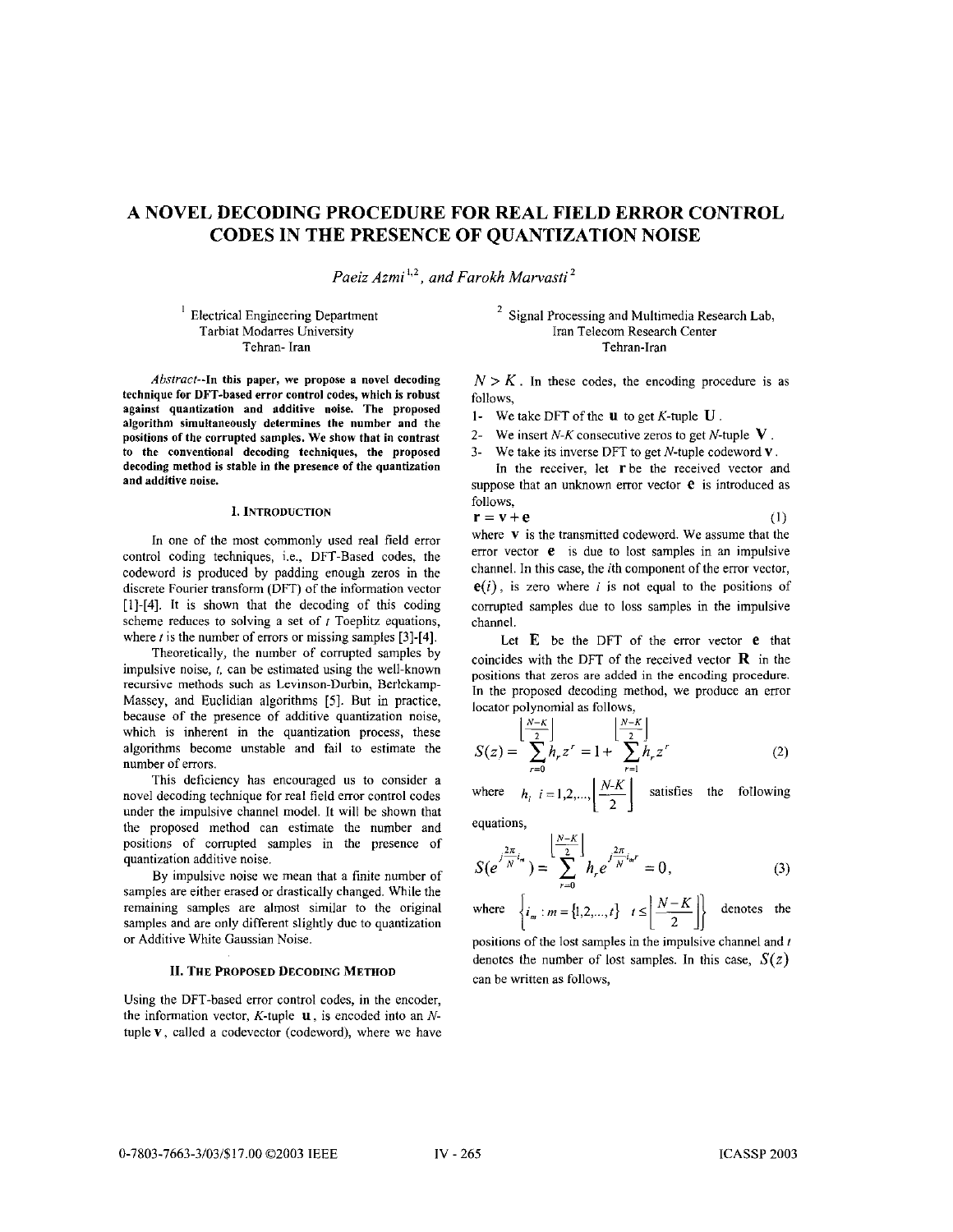# A NOVEL DECODING PROCEDURE FOR REAL FIELD ERROR CONTROL CODES IN THE PRESENCE OF QUANTIZATION NOISE

*Paeiz Azmi* [1,2], *and Farokh Marvasti* [2]

[1] Electrical Engineering Department
Tarbiat Modarres University
Tehran- Iran

[2] Signal Processing and Multimedia Research Lab,
Iran Telecom Research Center
Tehran-Iran

*Abstract*--**In this paper, we propose a novel decoding technique for DFT-based error control codes, which is robust against quantization and additive noise. The proposed algorithm simultaneously determines the number and the positions of the corrupted samples. We show that in contrast to the conventional decoding techniques, the proposed decoding method is stable in the presence of the quantization and additive noise.**

## I. INTRODUCTION

In one of the most commonly used real field error control coding techniques, i.e., DFT-Based codes, the codeword is produced by padding enough zeros in the discrete Fourier transform (DFT) of the information vector [1]-[4]. It is shown that the decoding of this coding scheme reduces to solving a set of $t$ Toeplitz equations, where $t$ is the number of errors or missing samples [3]-[4].

Theoretically, the number of corrupted samples by impulsive noise, $t$, can be estimated using the well-known recursive methods such as Levinson-Durbin, Berlekamp-Massey, and Euclidian algorithms [5]. But in practice, because of the presence of additive quantization noise, which is inherent in the quantization process, these algorithms become unstable and fail to estimate the number of errors.

This deficiency has encouraged us to consider a novel decoding technique for real field error control codes under the impulsive channel model. It will be shown that the proposed method can estimate the number and positions of corrupted samples in the presence of quantization additive noise.

By impulsive noise we mean that a finite number of samples are either erased or drastically changed. While the remaining samples are almost similar to the original samples and are only different slightly due to quantization or Additive White Gaussian Noise.

## II. THE PROPOSED DECODING METHOD

Using the DFT-based error control codes, in the encoder, the information vector, $K$-tuple $\mathbf{u}$, is encoded into an $N$-tuple $\mathbf{v}$, called a codevector (codeword), where we have $N > K$. In these codes, the encoding procedure is as follows,

1- We take DFT of the $\mathbf{u}$ to get $K$-tuple $\mathbf{U}$.

2- We insert $N$-$K$ consecutive zeros to get $N$-tuple $\mathbf{V}$.

3- We take its inverse DFT to get $N$-tuple codeword $\mathbf{v}$.

In the receiver, let $\mathbf{r}$ be the received vector and suppose that an unknown error vector $\mathbf{e}$ is introduced as follows,

$$\mathbf{r} = \mathbf{v} + \mathbf{e} \tag{1}$$

where $\mathbf{v}$ is the transmitted codeword. We assume that the error vector $\mathbf{e}$ is due to lost samples in an impulsive channel. In this case, the $i$th component of the error vector, $\mathbf{e}(i)$, is zero where $i$ is not equal to the positions of corrupted samples due to loss samples in the impulsive channel.

Let $\mathbf{E}$ be the DFT of the error vector $\mathbf{e}$ that coincides with the DFT of the received vector $\mathbf{R}$ in the positions that zeros are added in the encoding procedure. In the proposed decoding method, we produce an error locator polynomial as follows,

$$S(z) = \sum_{r=0}^{\left\lfloor \frac{N-K}{2} \right\rfloor} h_r z^r = 1 + \sum_{r=1}^{\left\lfloor \frac{N-K}{2} \right\rfloor} h_r z^r \tag{2}$$

where $h_i \; i = 1,2,...,\left\lfloor \frac{N-K}{2} \right\rfloor$ satisfies the following equations,

$$S(e^{j\frac{2\pi}{N}i_m}) = \sum_{r=0}^{\left\lfloor \frac{N-K}{2} \right\rfloor} h_r e^{j\frac{2\pi}{N}i_m r} = 0, \tag{3}$$

where $\left\{ i_m : m = \{1,2,...,t\} \quad t \le \left\lfloor \frac{N-K}{2} \right\rfloor \right\}$ denotes the positions of the lost samples in the impulsive channel and $t$ denotes the number of lost samples. In this case, $S(z)$ can be written as follows,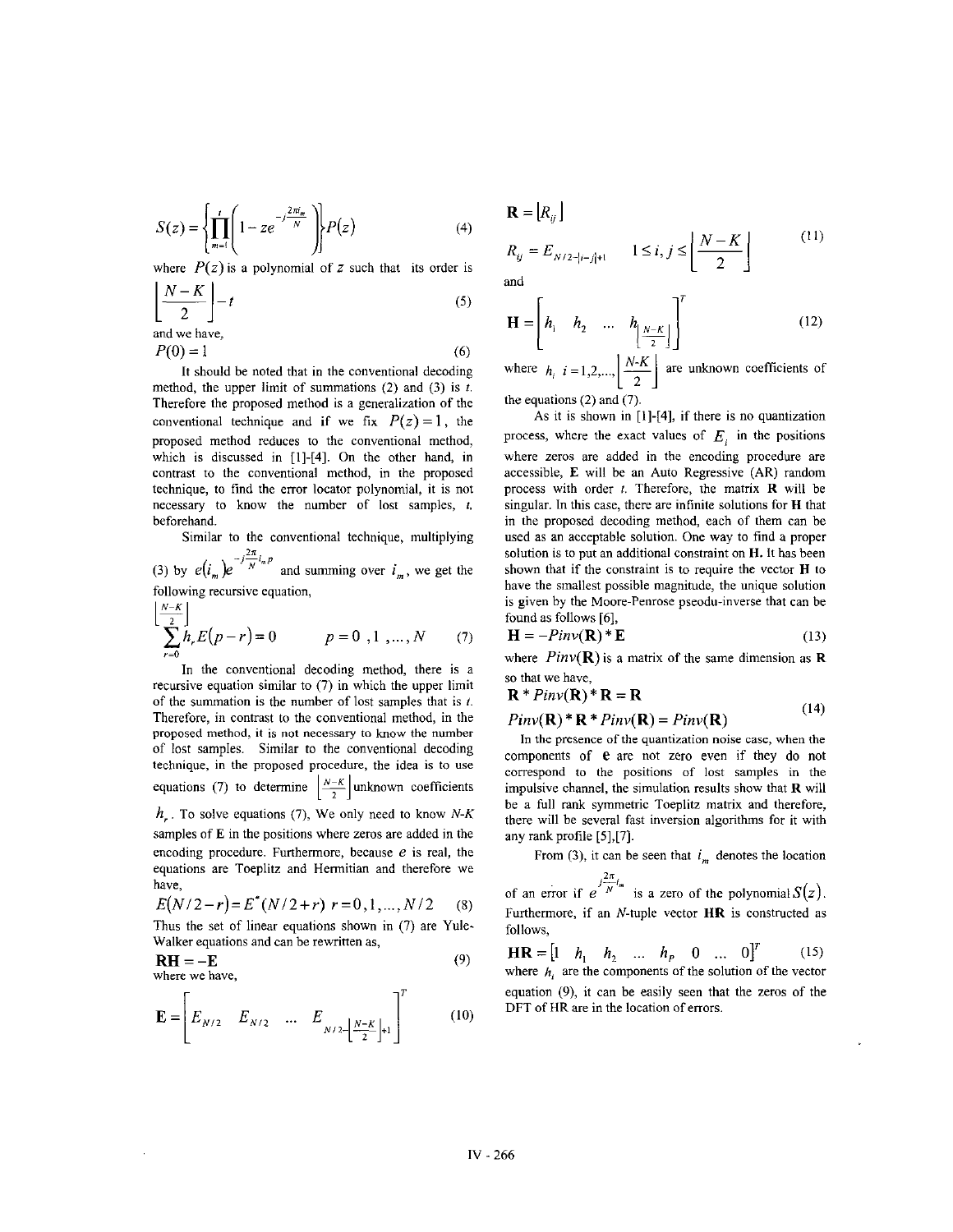$$S(z) = \left\{ \prod_{m=1}^{t} \left( 1 - z e^{-j\frac{2\pi i_m}{N}} \right) \right\} P(z) \tag{4}$$

where $P(z)$ is a polynomial of $z$ such that its order is

$$\left\lfloor \frac{N-K}{2} \right\rfloor - t \tag{5}$$

and we have,

$$P(0) = 1 \tag{6}$$

It should be noted that in the conventional decoding method, the upper limit of summations (2) and (3) is $t$. Therefore the proposed method is a generalization of the conventional technique and if we fix $P(z) = 1$, the proposed method reduces to the conventional method, which is discussed in [1]-[4]. On the other hand, in contrast to the conventional method, in the proposed technique, to find the error locator polynomial, it is not necessary to know the number of lost samples, $t$, beforehand.

Similar to the conventional technique, multiplying (3) by $e(i_m) e^{-j\frac{2\pi}{N} i_m p}$ and summing over $i_m$, we get the following recursive equation,

$$\sum_{r=0}^{\left\lfloor \frac{N-K}{2} \right\rfloor} h_r E(p-r) = 0 \qquad p = 0, 1, \ldots, N \tag{7}$$

In the conventional decoding method, there is a recursive equation similar to (7) in which the upper limit of the summation is the number of lost samples that is $t$. Therefore, in contrast to the conventional method, in the proposed method, it is not necessary to know the number of lost samples. Similar to the conventional decoding technique, in the proposed procedure, the idea is to use equations (7) to determine $\left\lfloor \frac{N-K}{2} \right\rfloor$ unknown coefficients $h_r$. To solve equations (7), We only need to know $N$-$K$ samples of E in the positions where zeros are added in the encoding procedure. Furthermore, because $e$ is real, the equations are Toeplitz and Hermitian and therefore we have,

$$E(N/2 - r) = E^*(N/2 + r) \quad r = 0, 1, \ldots, N/2 \tag{8}$$

Thus the set of linear equations shown in (7) are Yule-Walker equations and can be rewritten as,

$$\mathbf{RH} = -\mathbf{E} \tag{9}$$

where we have,

$$\mathbf{E} = \left[ E_{N/2} \quad E_{N/2} \quad \ldots \quad E_{N/2 - \left\lfloor \frac{N-K}{2} \right\rfloor + 1} \right]^T \tag{10}$$

$$\mathbf{R} = \left[ R_{ij} \right]$$
$$R_{ij} = E_{N/2 - |i-j| + 1} \qquad 1 \le i, j \le \left\lfloor \frac{N-K}{2} \right\rfloor \tag{11}$$

and

$$\mathbf{H} = \left[ h_1 \quad h_2 \quad \ldots \quad h_{\left\lfloor \frac{N-K}{2} \right\rfloor} \right]^T \tag{12}$$

where $h_i$ $i = 1, 2, \ldots, \left\lfloor \frac{N-K}{2} \right\rfloor$ are unknown coefficients of the equations (2) and (7).

As it is shown in [1]-[4], if there is no quantization process, where the exact values of $E_i$ in the positions where zeros are added in the encoding procedure are accessible, **E** will be an Auto Regressive (AR) random process with order $t$. Therefore, the matrix **R** will be singular. In this case, there are infinite solutions for **H** that in the proposed decoding method, each of them can be used as an acceptable solution. One way to find a proper solution is to put an additional constraint on **H**. It has been shown that if the constraint is to require the vector **H** to have the smallest possible magnitude, the unique solution is given by the Moore-Penrose pseodu-inverse that can be found as follows [6],

$$\mathbf{H} = -Pinv(\mathbf{R}) * \mathbf{E} \tag{13}$$

where $Pinv(\mathbf{R})$ is a matrix of the same dimension as **R** so that we have,

$$\mathbf{R} * Pinv(\mathbf{R}) * \mathbf{R} = \mathbf{R}$$
$$Pinv(\mathbf{R}) * \mathbf{R} * Pinv(\mathbf{R}) = Pinv(\mathbf{R}) \tag{14}$$

In the presence of the quantization noise case, when the components of **e** are not zero even if they do not correspond to the positions of lost samples in the impulsive channel, the simulation results show that **R** will be a full rank symmetric Toeplitz matrix and therefore, there will be several fast inversion algorithms for it with any rank profile [5],[7].

From (3), it can be seen that $i_m$ denotes the location of an error if $e^{j\frac{2\pi}{N} i_m}$ is a zero of the polynomial $S(z)$. Furthermore, if an $N$-tuple vector **HR** is constructed as follows,

$$\mathbf{HR} = \left[ 1 \quad h_1 \quad h_2 \quad \ldots \quad h_P \quad 0 \quad \ldots \quad 0 \right]^T \tag{15}$$

where $h_i$ are the components of the solution of the vector equation (9), it can be easily seen that the zeros of the DFT of HR are in the location of errors.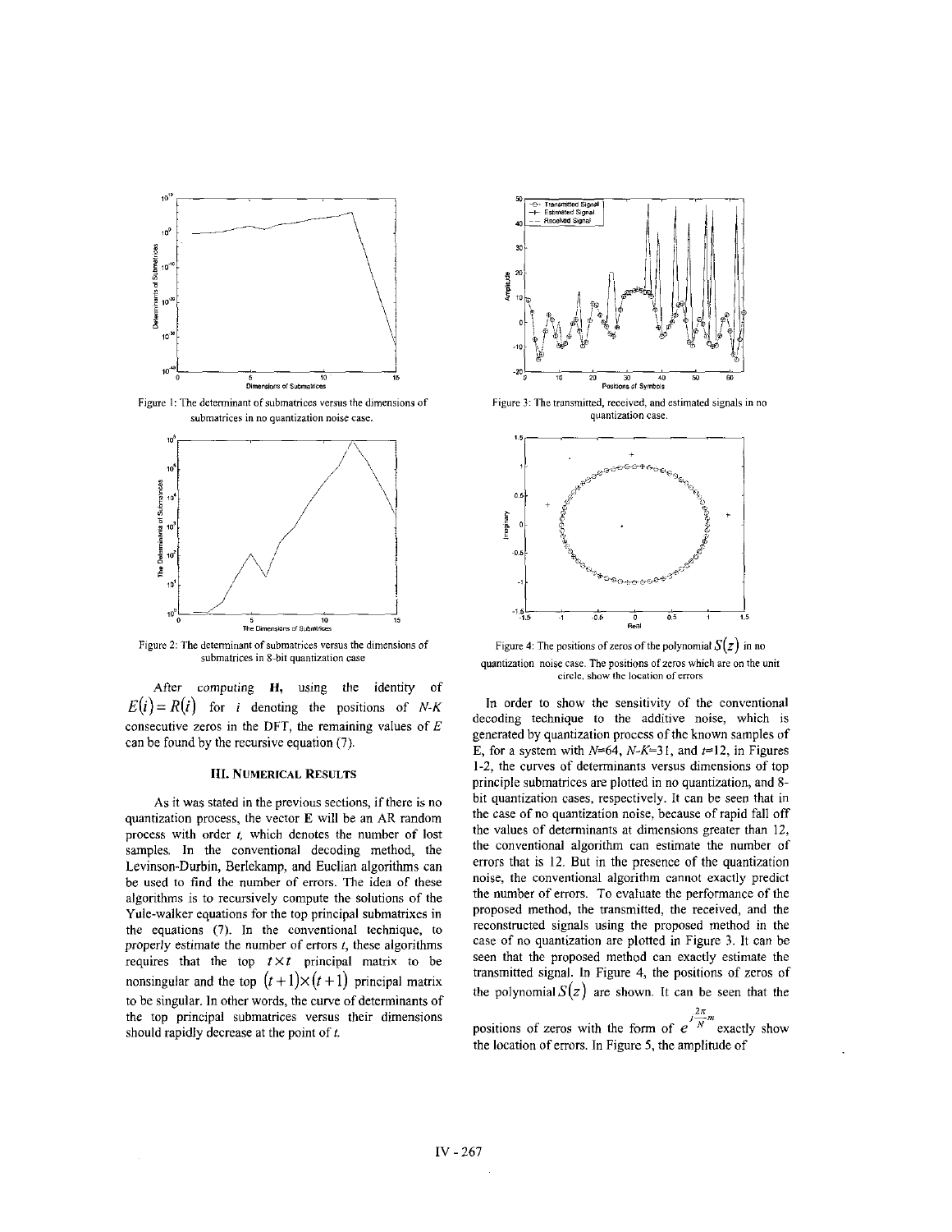Figure 1: The determinant of submatrices versus the dimensions of submatrices in no quantization noise case.

Figure 2: The determinant of submatrices versus the dimensions of submatrices in 8-bit quantization case

After computing **H**, using the identity of $E(i) = R(i)$ for $i$ denoting the positions of *N-K* consecutive zeros in the DFT, the remaining values of $E$ can be found by the recursive equation (7).

### III. Numerical Results

As it was stated in the previous sections, if there is no quantization process, the vector **E** will be an AR random process with order $t$, which denotes the number of lost samples. In the conventional decoding method, the Levinson-Durbin, Berlekamp, and Euclian algorithms can be used to find the number of errors. The idea of these algorithms is to recursively compute the solutions of the Yule-walker equations for the top principal submatrixes in the equations (7). In the conventional technique, to properly estimate the number of errors $t$, these algorithms requires that the top $t \times t$ principal matrix to be nonsingular and the top $(t+1)\times(t+1)$ principal matrix to be singular. In other words, the curve of determinants of the top principal submatrices versus their dimensions should rapidly decrease at the point of $t$.

Figure 3: The transmitted, received, and estimated signals in no quantization case.

Figure 4: The positions of zeros of the polynomial $S(z)$ in no quantization noise case. The positions of zeros which are on the unit circle, show the location of errors

In order to show the sensitivity of the conventional decoding technique to the additive noise, which is generated by quantization process of the known samples of E, for a system with $N$=64, $N$-$K$=31, and $t$=12, in Figures 1-2, the curves of determinants versus dimensions of top principle submatrices are plotted in no quantization, and 8-bit quantization cases, respectively. It can be seen that in the case of no quantization noise, because of rapid fall off the values of determinants at dimensions greater than 12, the conventional algorithm can estimate the number of errors that is 12. But in the presence of the quantization noise, the conventional algorithm cannot exactly predict the number of errors. To evaluate the performance of the proposed method, the transmitted, the received, and the reconstructed signals using the proposed method in the case of no quantization are plotted in Figure 3. It can be seen that the proposed method can exactly estimate the transmitted signal. In Figure 4, the positions of zeros of the polynomial $S(z)$ are shown. It can be seen that the positions of zeros with the form of $e^{j\frac{2\pi}{N}m}$ exactly show the location of errors. In Figure 5, the amplitude of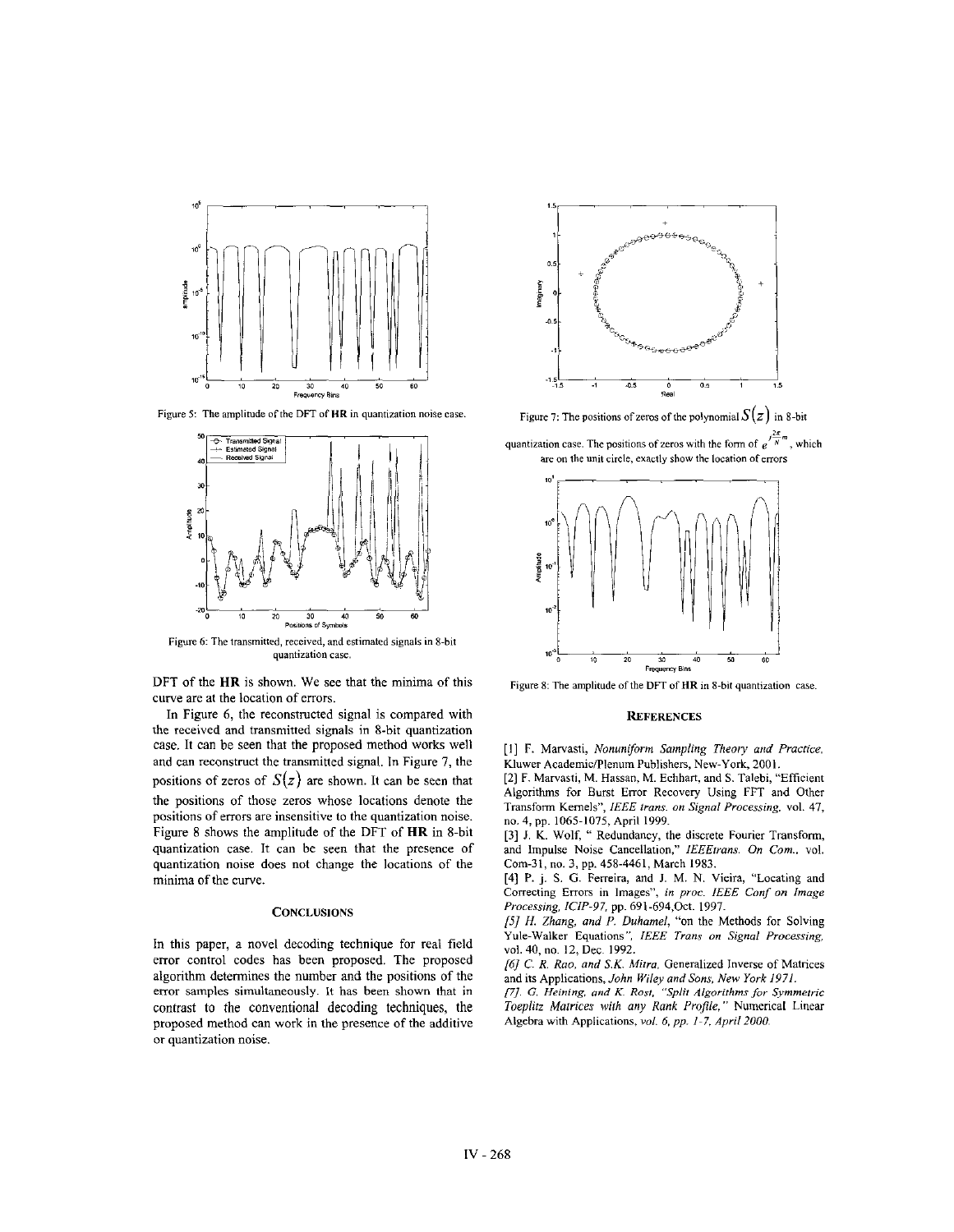$10^5$

$10^0$

$10^{-5}$

$10^{-10}$

$10^{-15}$

0 10 20 30 40 50 60

Frequency Bins

amplitude

Figure 5: The amplitude of the DFT of **HR** in quantization noise case.

Transmitted Signal

Estimated Signal

Received Signal

50

40

30

20

10

0

-10

-20

0 10 20 30 40 50 60

Positions of Symbols

Amplitude

Figure 6: The transmitted, received, and estimated signals in 8-bit quantization case.

DFT of the **HR** is shown. We see that the minima of this curve are at the location of errors.

In Figure 6, the reconstructed signal is compared with the received and transmitted signals in 8-bit quantization case. It can be seen that the proposed method works well and can reconstruct the transmitted signal. In Figure 7, the positions of zeros of $S(z)$ are shown. It can be seen that the positions of those zeros whose locations denote the positions of errors are insensitive to the quantization noise. Figure 8 shows the amplitude of the DFT of **HR** in 8-bit quantization case. It can be seen that the presence of quantization noise does not change the locations of the minima of the curve.

## CONCLUSIONS

In this paper, a novel decoding technique for real field error control codes has been proposed. The proposed algorithm determines the number and the positions of the error samples simultaneously. It has been shown that in contrast to the conventional decoding techniques, the proposed method can work in the presence of the additive or quantization noise.

1.5

1

0.5

0

-0.5

-1

-1.5

-1.5 -1 -0.5 0 0.5 1 1.5

Real

Imaginary

Figure 7: The positions of zeros of the polynomial $S(z)$ in 8-bit quantization case. The positions of zeros with the form of $e^{j\frac{2\pi}{N}m}$, which are on the unit circle, exactly show the location of errors

$10^1$

$10^0$

$10^{-1}$

$10^{-2}$

$10^{-3}$

0 10 20 30 40 50 60

Frequency Bins

Amplitude

Figure 8: The amplitude of the DFT of **HR** in 8-bit quantization case.

## REFERENCES

[1] F. Marvasti, *Nonuniform Sampling Theory and Practice*, Kluwer Academic/Plenum Publishers, New-York, 2001.

[2] F. Marvasti, M. Hassan, M. Echhart, and S. Talebi, "Efficient Algorithms for Burst Error Recovery Using FFT and Other Transform Kernels", *IEEE trans. on Signal Processing*, vol. 47, no. 4, pp. 1065-1075, April 1999.

[3] J. K. Wolf, " Redundancy, the discrete Fourier Transform, and Impulse Noise Cancellation," *IEEEtrans. On Com.*, vol. Com-31, no. 3, pp. 458-4461, March 1983.

[4] P. j. S. G. Ferreira, and J. M. N. Vieira, "Locating and Correcting Errors in Images", *in proc. IEEE Conf on Image Processing, ICIP-97*, pp. 691-694,Oct. 1997.

[5] *H. Zhang, and P. Duhamel*, "on the Methods for Solving Yule-Walker Equations", *IEEE Trans on Signal Processing*, vol. 40, no. 12, Dec. 1992.

[6] *C. R. Rao, and S.K. Mitra*, Generalized Inverse of Matrices and its Applications, *John Wiley and Sons, New York 1971.*

[7]. *G. Heining, and K. Rost, "Split Algorithms for Symmetric Toeplitz Matrices with any Rank Profile,"* Numerical Linear Algebra with Applications, *vol. 6, pp. 1-7, April 2000.*